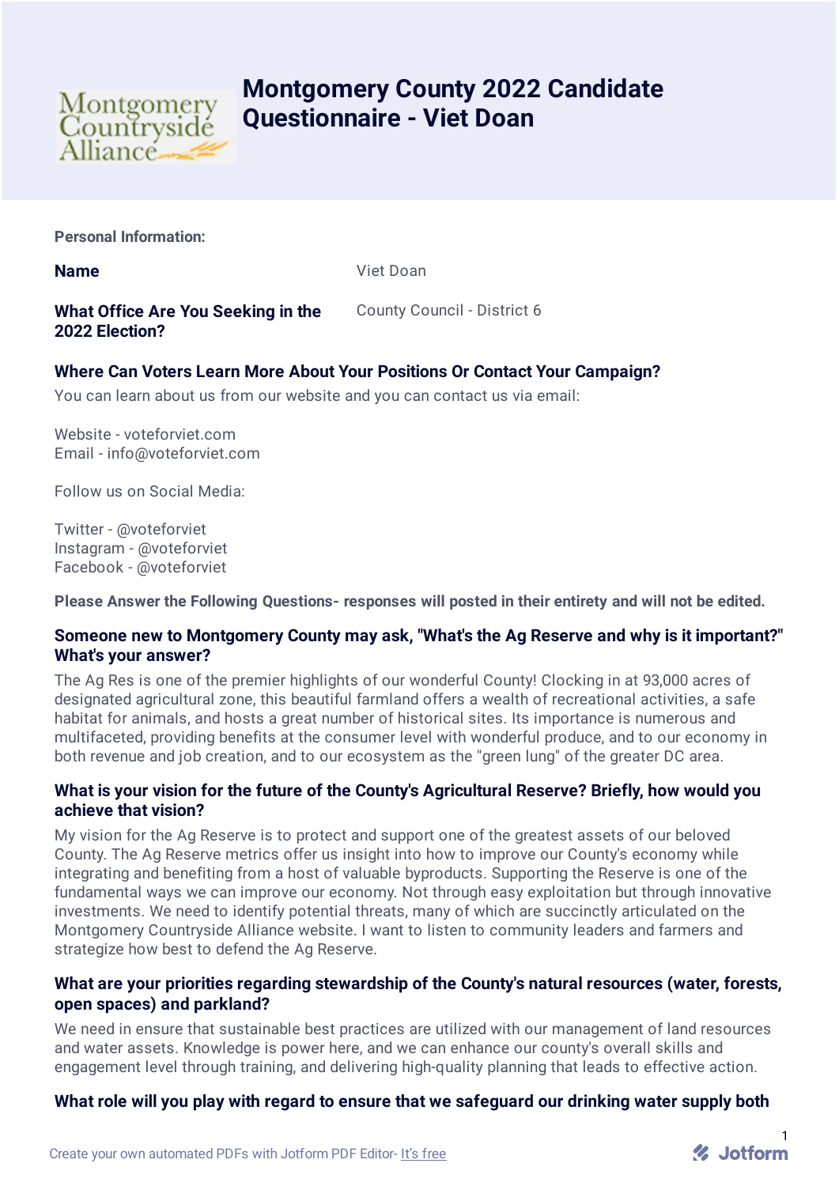# Montgomery County 2022 Candidate Questionnaire - Viet Doan

**Personal Information:**

**Name** Viet Doan

**What Office Are You Seeking in the 2022 Election?** County Council - District 6

**Where Can Voters Learn More About Your Positions Or Contact Your Campaign?**

You can learn about us from our website and you can contact us via email:

Website - voteforviet.com
Email - info@voteforviet.com

Follow us on Social Media:

Twitter - @voteforviet
Instagram - @voteforviet
Facebook - @voteforviet

**Please Answer the Following Questions- responses will posted in their entirety and will not be edited.**

**Someone new to Montgomery County may ask, "What's the Ag Reserve and why is it important?" What's your answer?**

The Ag Res is one of the premier highlights of our wonderful County! Clocking in at 93,000 acres of designated agricultural zone, this beautiful farmland offers a wealth of recreational activities, a safe habitat for animals, and hosts a great number of historical sites. Its importance is numerous and multifaceted, providing benefits at the consumer level with wonderful produce, and to our economy in both revenue and job creation, and to our ecosystem as the "green lung" of the greater DC area.

**What is your vision for the future of the County's Agricultural Reserve? Briefly, how would you achieve that vision?**

My vision for the Ag Reserve is to protect and support one of the greatest assets of our beloved County. The Ag Reserve metrics offer us insight into how to improve our County's economy while integrating and benefiting from a host of valuable byproducts. Supporting the Reserve is one of the fundamental ways we can improve our economy. Not through easy exploitation but through innovative investments. We need to identify potential threats, many of which are succinctly articulated on the Montgomery Countryside Alliance website. I want to listen to community leaders and farmers and strategize how best to defend the Ag Reserve.

**What are your priorities regarding stewardship of the County's natural resources (water, forests, open spaces) and parkland?**

We need in ensure that sustainable best practices are utilized with our management of land resources and water assets. Knowledge is power here, and we can enhance our county's overall skills and engagement level through training, and delivering high-quality planning that leads to effective action.

**What role will you play with regard to ensure that we safeguard our drinking water supply both**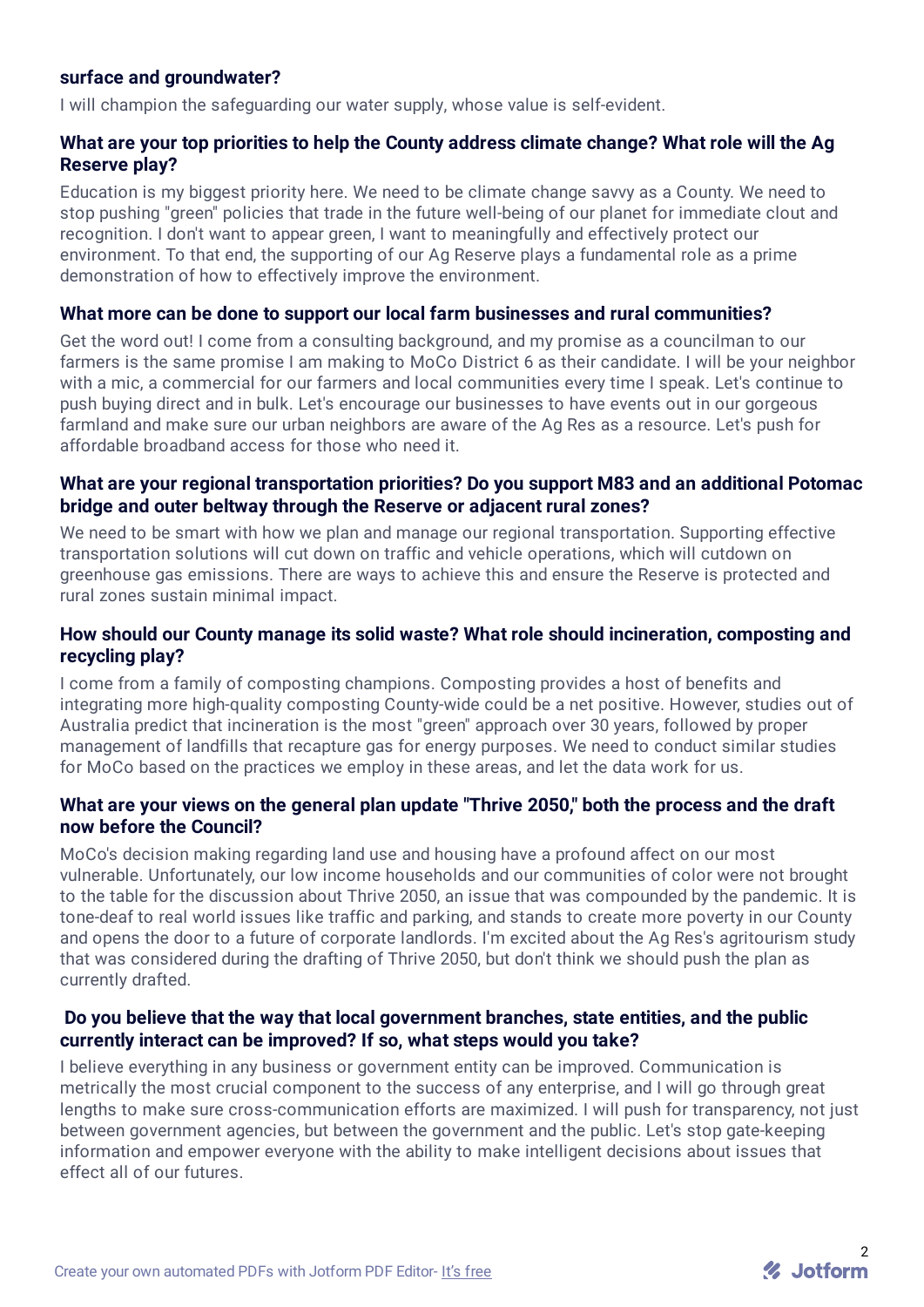**surface and groundwater?**

I will champion the safeguarding our water supply, whose value is self-evident.

**What are your top priorities to help the County address climate change? What role will the Ag Reserve play?**

Education is my biggest priority here. We need to be climate change savvy as a County. We need to stop pushing "green" policies that trade in the future well-being of our planet for immediate clout and recognition. I don't want to appear green, I want to meaningfully and effectively protect our environment. To that end, the supporting of our Ag Reserve plays a fundamental role as a prime demonstration of how to effectively improve the environment.

**What more can be done to support our local farm businesses and rural communities?**

Get the word out! I come from a consulting background, and my promise as a councilman to our farmers is the same promise I am making to MoCo District 6 as their candidate. I will be your neighbor with a mic, a commercial for our farmers and local communities every time I speak. Let's continue to push buying direct and in bulk. Let's encourage our businesses to have events out in our gorgeous farmland and make sure our urban neighbors are aware of the Ag Res as a resource. Let's push for affordable broadband access for those who need it.

**What are your regional transportation priorities? Do you support M83 and an additional Potomac bridge and outer beltway through the Reserve or adjacent rural zones?**

We need to be smart with how we plan and manage our regional transportation. Supporting effective transportation solutions will cut down on traffic and vehicle operations, which will cutdown on greenhouse gas emissions. There are ways to achieve this and ensure the Reserve is protected and rural zones sustain minimal impact.

**How should our County manage its solid waste? What role should incineration, composting and recycling play?**

I come from a family of composting champions. Composting provides a host of benefits and integrating more high-quality composting County-wide could be a net positive. However, studies out of Australia predict that incineration is the most "green" approach over 30 years, followed by proper management of landfills that recapture gas for energy purposes. We need to conduct similar studies for MoCo based on the practices we employ in these areas, and let the data work for us.

**What are your views on the general plan update "Thrive 2050," both the process and the draft now before the Council?**

MoCo's decision making regarding land use and housing have a profound affect on our most vulnerable. Unfortunately, our low income households and our communities of color were not brought to the table for the discussion about Thrive 2050, an issue that was compounded by the pandemic. It is tone-deaf to real world issues like traffic and parking, and stands to create more poverty in our County and opens the door to a future of corporate landlords. I'm excited about the Ag Res's agritourism study that was considered during the drafting of Thrive 2050, but don't think we should push the plan as currently drafted.

**Do you believe that the way that local government branches, state entities, and the public currently interact can be improved? If so, what steps would you take?**

I believe everything in any business or government entity can be improved. Communication is metrically the most crucial component to the success of any enterprise, and I will go through great lengths to make sure cross-communication efforts are maximized. I will push for transparency, not just between government agencies, but between the government and the public. Let's stop gate-keeping information and empower everyone with the ability to make intelligent decisions about issues that effect all of our futures.